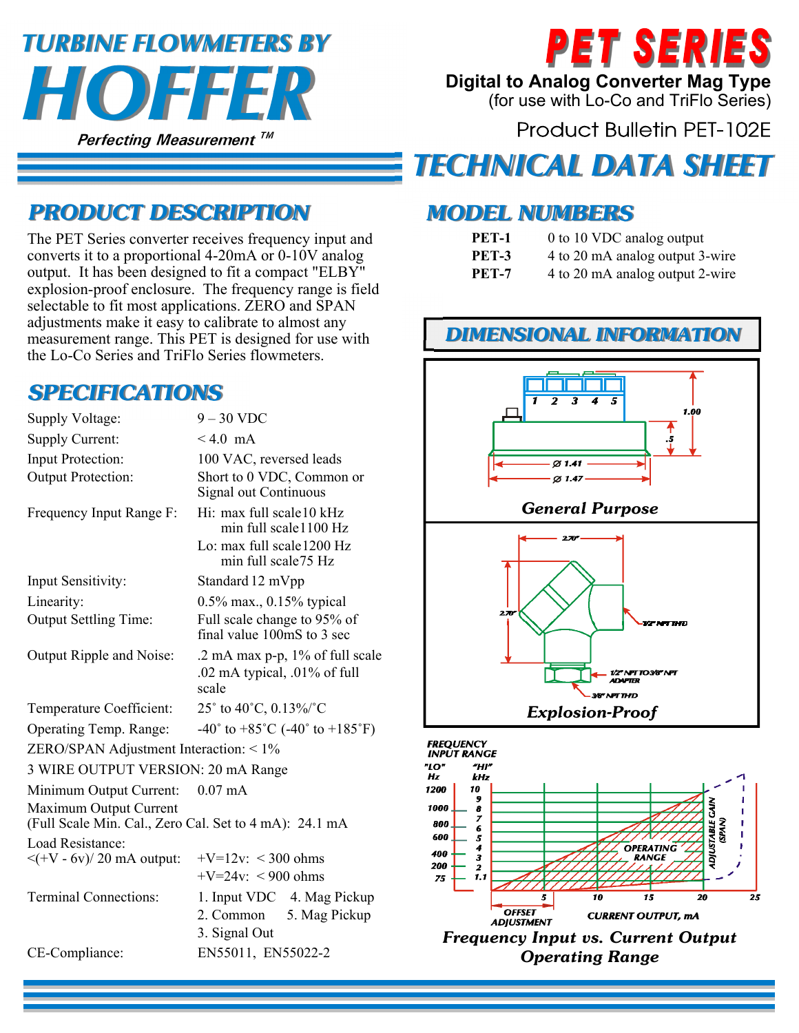# TURBINE FLOWMETERS BY HOFFER

*Perfecting Measurement™*

# PET SERIES

**Digital to Analog Converter Mag Type**
(for use with Lo-Co and TriFlo Series)

Product Bulletin PET-102E

# TECHNICAL DATA SHEET

## PRODUCT DESCRIPTION

The PET Series converter receives frequency input and converts it to a proportional 4-20mA or 0-10V analog output. It has been designed to fit a compact "ELBY" explosion-proof enclosure. The frequency range is field selectable to fit most applications. ZERO and SPAN adjustments make it easy to calibrate to almost any measurement range. This PET is designed for use with the Lo-Co Series and TriFlo Series flowmeters.

## SPECIFICATIONS

| | |
|---|---|
| Supply Voltage: | 9 – 30 VDC |
| Supply Current: | < 4.0 mA |
| Input Protection: | 100 VAC, reversed leads |
| Output Protection: | Short to 0 VDC, Common or Signal out Continuous |
| Frequency Input Range F: | Hi: max full scale 10 kHz, min full scale 1100 Hz<br>Lo: max full scale 1200 Hz, min full scale 75 Hz |
| Input Sensitivity: | Standard 12 mVpp |
| Linearity: | 0.5% max., 0.15% typical |
| Output Settling Time: | Full scale change to 95% of final value 100mS to 3 sec |
| Output Ripple and Noise: | .2 mA max p-p, 1% of full scale<br>.02 mA typical, .01% of full scale |
| Temperature Coefficient: | 25˚ to 40˚C, 0.13%/˚C |
| Operating Temp. Range: | -40˚ to +85˚C (-40˚ to +185˚F) |

ZERO/SPAN Adjustment Interaction: < 1%

3 WIRE OUTPUT VERSION: 20 mA Range

Minimum Output Current: 0.07 mA

Maximum Output Current
(Full Scale Min. Cal., Zero Cal. Set to 4 mA): 24.1 mA

Load Resistance:
<(+V - 6v)/ 20 mA output: +V=12v: < 300 ohms; +V=24v: < 900 ohms

| | |
|---|---|
| Terminal Connections: | 1. Input VDC<br>2. Common<br>3. Signal Out<br>4. Mag Pickup<br>5. Mag Pickup |
| CE-Compliance: | EN55011, EN55022-2 |

## MODEL NUMBERS

| | |
|---|---|
| **PET-1** | 0 to 10 VDC analog output |
| **PET-3** | 4 to 20 mA analog output 3-wire |
| **PET-7** | 4 to 20 mA analog output 2-wire |

## DIMENSIONAL INFORMATION

1 2 3 4 5

1.00 — .5 — Ø 1.41 — Ø 1.47

*General Purpose*

2.70" — 2.70" — 1/2" NPT THD — 1/2" NPT TO 3/8" NPT ADAPTER — 3/8" NPT THD

*Explosion-Proof*

FREQUENCY INPUT RANGE — "LO" Hz: 1200, 1000, 800, 600, 400, 200, 75 — "HI" kHz: 10, 9, 8, 7, 6, 5, 4, 3, 2, 1.1 — OPERATING RANGE — ADJUSTABLE GAIN (SPAN) — OFFSET ADJUSTMENT — CURRENT OUTPUT, mA: 5, 10, 15, 20, 25

*Frequency Input vs. Current Output Operating Range*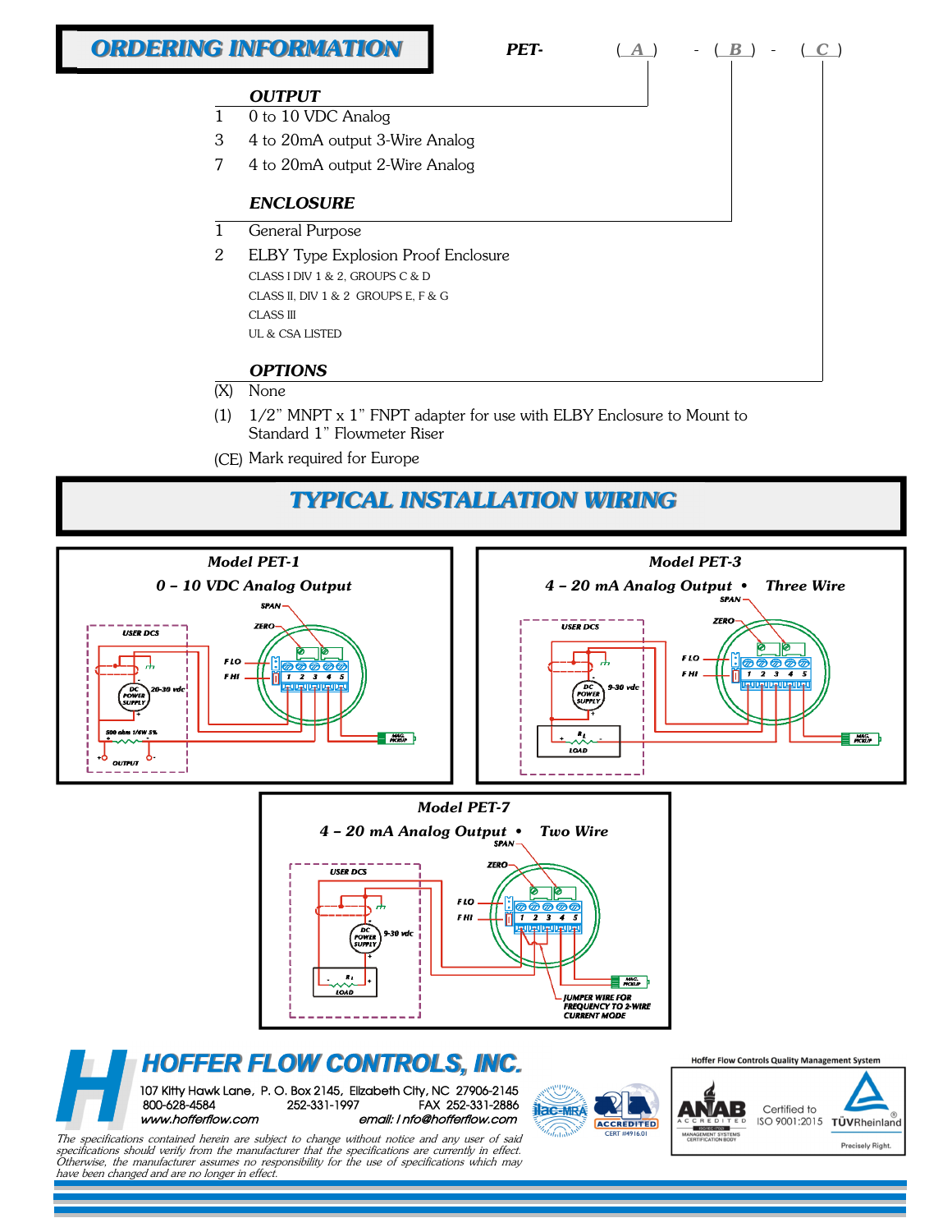## ORDERING INFORMATION

**PET-** ( A ) - ( B ) - ( C )

### OUTPUT

1 0 to 10 VDC Analog

3 4 to 20mA output 3-Wire Analog

7 4 to 20mA output 2-Wire Analog

### ENCLOSURE

1 General Purpose

2 ELBY Type Explosion Proof Enclosure

CLASS I DIV 1 & 2, GROUPS C & D

CLASS II, DIV 1 & 2 GROUPS E, F & G

CLASS III

UL & CSA LISTED

### OPTIONS

(X) None

(1) 1/2" MNPT x 1" FNPT adapter for use with ELBY Enclosure to Mount to Standard 1" Flowmeter Riser

(CE) Mark required for Europe

## TYPICAL INSTALLATION WIRING

**Model PET-1**

**0 – 10 VDC Analog Output**

SPAN
ZERO
USER DCS
F LO
F HI
DC POWER SUPPLY
20-30 vdc
500 ohm 1/4W 5%
OUTPUT
MAG. PICKUP
1 2 3 4 5

**Model PET-3**

**4 – 20 mA Analog Output • Three Wire**

SPAN
ZERO
USER DCS
F LO
F HI
DC POWER SUPPLY
9-30 vdc
$R_L$
LOAD
MAG. PICKUP
1 2 3 4 5

**Model PET-7**

**4 – 20 mA Analog Output • Two Wire**

SPAN
ZERO
USER DCS
F LO
F HI
DC POWER SUPPLY
9-30 vdc
$R_L$
LOAD
MAG. PICKUP
1 2 3 4 5
JUMPER WIRE FOR FREQUENCY TO 2-WIRE CURRENT MODE

**HOFFER FLOW CONTROLS, INC.**

107 Kitty Hawk Lane, P. O. Box 2145, Elizabeth City, NC 27906-2145
800-628-4584 252-331-1997 FAX 252-331-2886
www.hofferflow.com email: info@hofferflow.com

*The specifications contained herein are subject to change without notice and any user of said specifications should verify from the manufacturer that the specifications are currently in effect. Otherwise, the manufacturer assumes no responsibility for the use of specifications which may have been changed and are no longer in effect.*

ilac-MRA A2LA ACCREDITED CERT #4916.01

Hoffer Flow Controls Quality Management System

ANAB ACCREDITED MANAGEMENT SYSTEMS CERTIFICATION BODY

Certified to ISO 9001:2015

TÜVRheinland Precisely Right.